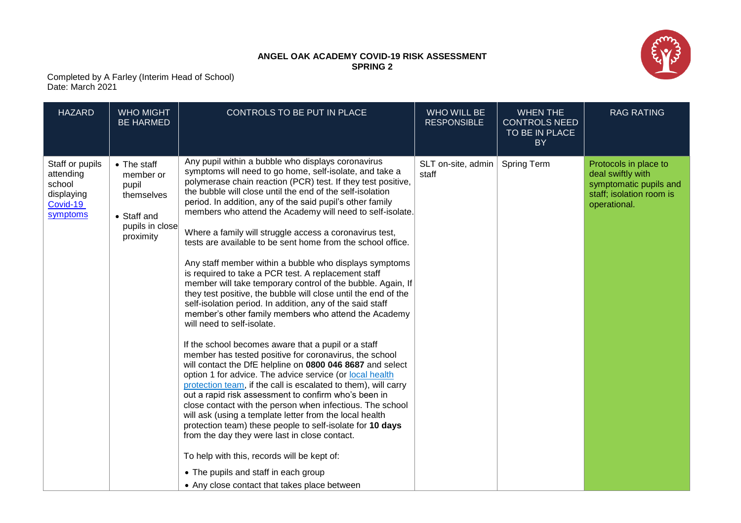**ANGEL OAK ACADEMY COVID-19 RISK ASSESSMENT**
**SPRING 2**

Completed by A Farley (Interim Head of School)
Date: March 2021

| HAZARD | WHO MIGHT BE HARMED | CONTROLS TO BE PUT IN PLACE | WHO WILL BE RESPONSIBLE | WHEN THE CONTROLS NEED TO BE IN PLACE BY | RAG RATING |
|---|---|---|---|---|---|
| Staff or pupils attending school displaying [Covid-19 symptoms]() | • The staff member or pupil themselves<br>• Staff and pupils in close proximity | Any pupil within a bubble who displays coronavirus symptoms will need to go home, self-isolate, and take a polymerase chain reaction (PCR) test. If they test positive, the bubble will close until the end of the self-isolation period. In addition, any of the said pupil's other family members who attend the Academy will need to self-isolate.<br><br>Where a family will struggle access a coronavirus test, tests are available to be sent home from the school office.<br><br>Any staff member within a bubble who displays symptoms is required to take a PCR test. A replacement staff member will take temporary control of the bubble. Again, If they test positive, the bubble will close until the end of the self-isolation period. In addition, any of the said staff member's other family members who attend the Academy will need to self-isolate.<br><br>If the school becomes aware that a pupil or a staff member has tested positive for coronavirus, the school will contact the DfE helpline on **0800 046 8687** and select option 1 for advice. The advice service (or [local health protection team](), if the call is escalated to them), will carry out a rapid risk assessment to confirm who's been in close contact with the person when infectious. The school will ask (using a template letter from the local health protection team) these people to self-isolate for **10 days** from the day they were last in close contact.<br><br>To help with this, records will be kept of:<br>• The pupils and staff in each group<br>• Any close contact that takes place between | SLT on-site, admin staff | Spring Term | Protocols in place to deal swiftly with symptomatic pupils and staff; isolation room is operational. |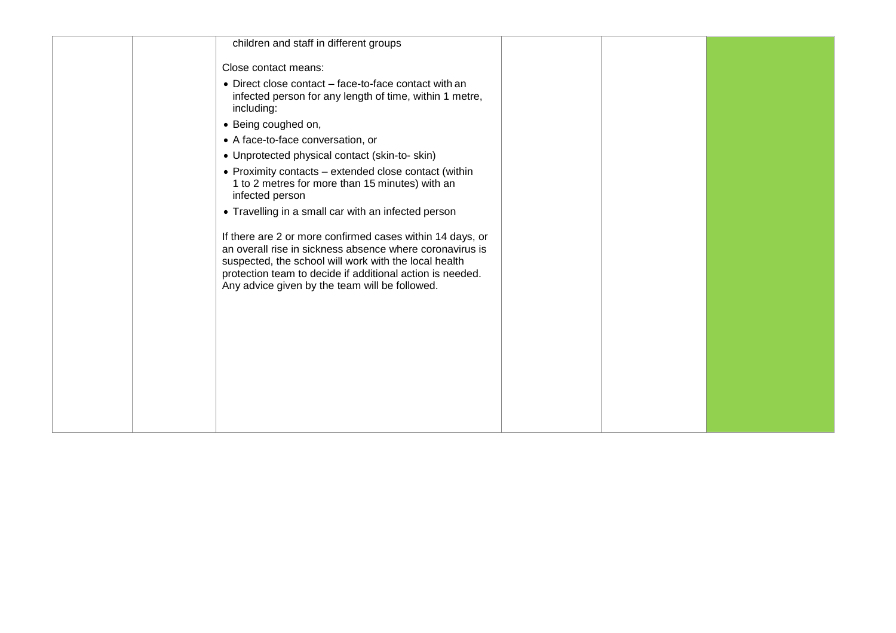|  |  |  |  |  |  |
|---|---|---|---|---|---|
|  |  | children and staff in different groups<br><br>Close contact means:<br>• Direct close contact – face-to-face contact with an infected person for any length of time, within 1 metre, including:<br>• Being coughed on,<br>• A face-to-face conversation, or<br>• Unprotected physical contact (skin-to- skin)<br>• Proximity contacts – extended close contact (within 1 to 2 metres for more than 15 minutes) with an infected person<br>• Travelling in a small car with an infected person<br><br>If there are 2 or more confirmed cases within 14 days, or an overall rise in sickness absence where coronavirus is suspected, the school will work with the local health protection team to decide if additional action is needed. Any advice given by the team will be followed. |  |  |  |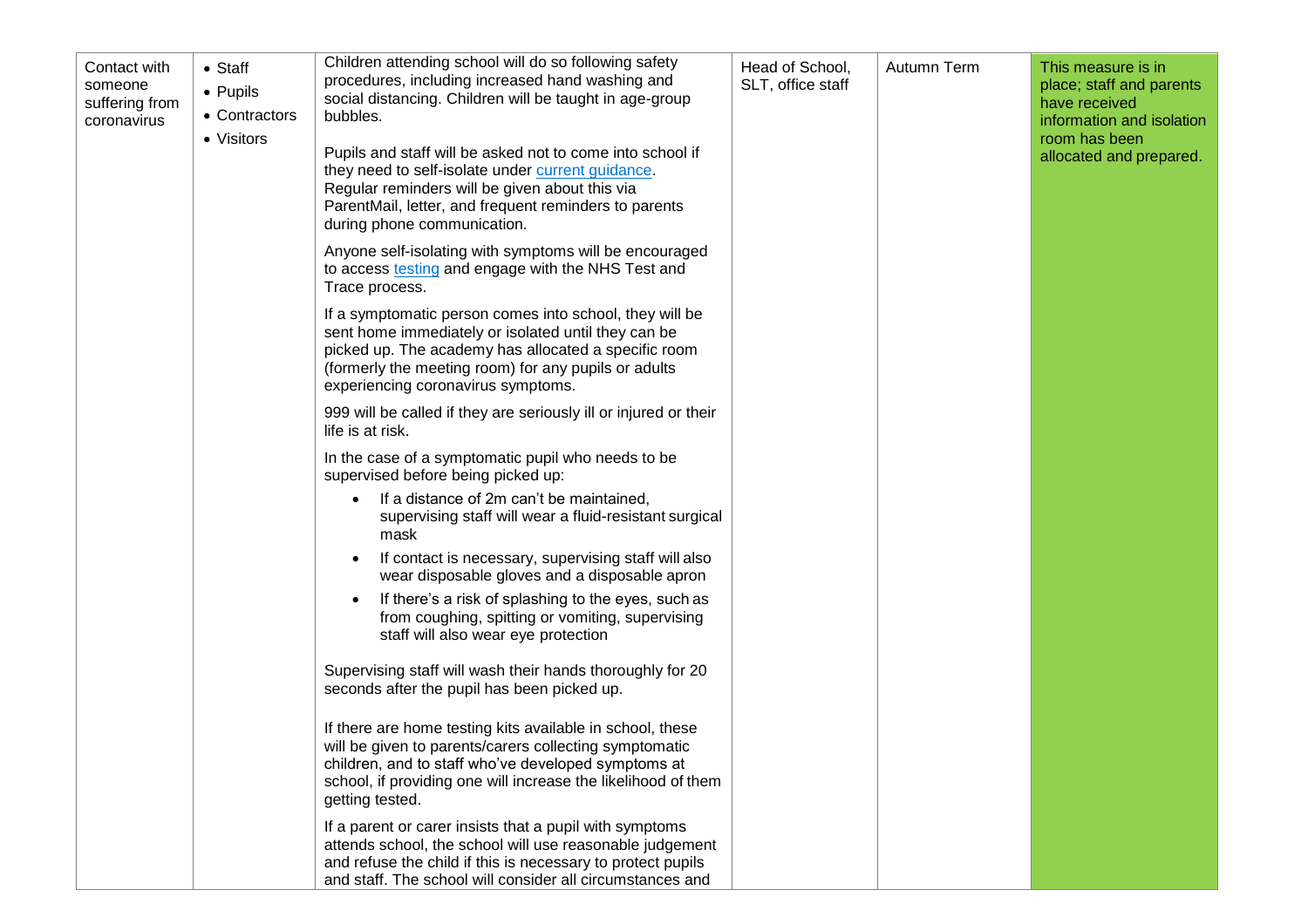| | | | | | |
|---|---|---|---|---|---|
| Contact with someone suffering from coronavirus | • Staff<br>• Pupils<br>• Contractors<br>• Visitors | Children attending school will do so following safety procedures, including increased hand washing and social distancing. Children will be taught in age-group bubbles.<br><br>Pupils and staff will be asked not to come into school if they need to self-isolate under current guidance. Regular reminders will be given about this via ParentMail, letter, and frequent reminders to parents during phone communication.<br><br>Anyone self-isolating with symptoms will be encouraged to access testing and engage with the NHS Test and Trace process.<br><br>If a symptomatic person comes into school, they will be sent home immediately or isolated until they can be picked up. The academy has allocated a specific room (formerly the meeting room) for any pupils or adults experiencing coronavirus symptoms.<br><br>999 will be called if they are seriously ill or injured or their life is at risk.<br><br>In the case of a symptomatic pupil who needs to be supervised before being picked up:<br>• If a distance of 2m can't be maintained, supervising staff will wear a fluid-resistant surgical mask<br>• If contact is necessary, supervising staff will also wear disposable gloves and a disposable apron<br>• If there's a risk of splashing to the eyes, such as from coughing, spitting or vomiting, supervising staff will also wear eye protection<br><br>Supervising staff will wash their hands thoroughly for 20 seconds after the pupil has been picked up.<br><br>If there are home testing kits available in school, these will be given to parents/carers collecting symptomatic children, and to staff who've developed symptoms at school, if providing one will increase the likelihood of them getting tested.<br><br>If a parent or carer insists that a pupil with symptoms attends school, the school will use reasonable judgement and refuse the child if this is necessary to protect pupils and staff. The school will consider all circumstances and | Head of School, SLT, office staff | Autumn Term | This measure is in place; staff and parents have received information and isolation room has been allocated and prepared. |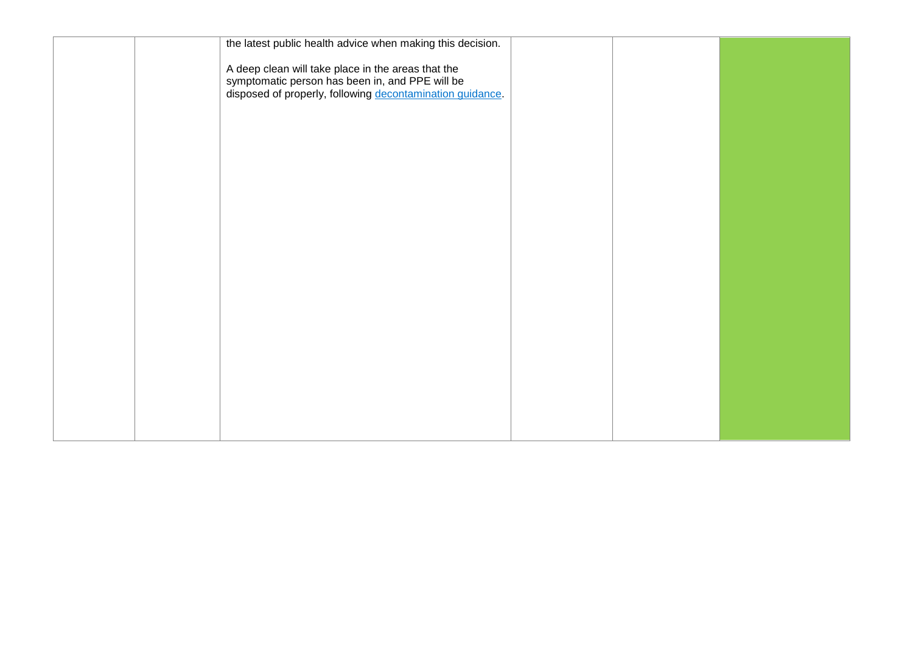|  |  | the latest public health advice when making this decision.<br><br>A deep clean will take place in the areas that the symptomatic person has been in, and PPE will be disposed of properly, following [decontamination guidance](). |  |  |  |
|---|---|---|---|---|---|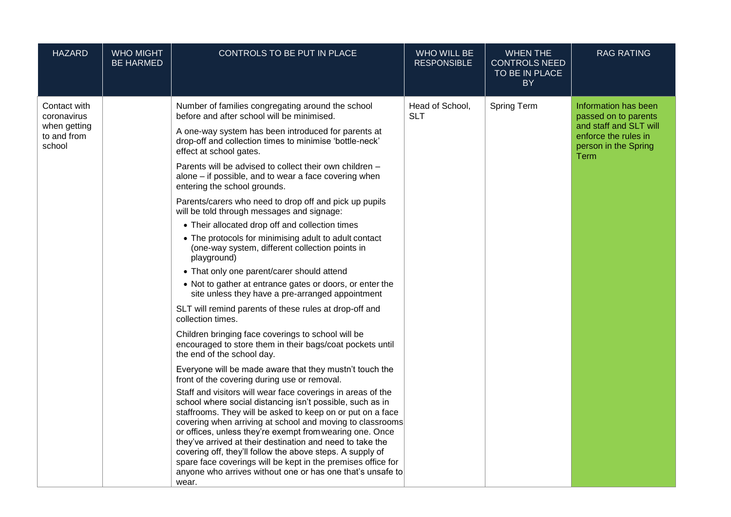| HAZARD | WHO MIGHT BE HARMED | CONTROLS TO BE PUT IN PLACE | WHO WILL BE RESPONSIBLE | WHEN THE CONTROLS NEED TO BE IN PLACE BY | RAG RATING |
|---|---|---|---|---|---|
| Contact with coronavirus when getting to and from school | | Number of families congregating around the school before and after school will be minimised.<br><br>A one-way system has been introduced for parents at drop-off and collection times to minimise 'bottle-neck' effect at school gates.<br><br>Parents will be advised to collect their own children – alone – if possible, and to wear a face covering when entering the school grounds.<br><br>Parents/carers who need to drop off and pick up pupils will be told through messages and signage:<br>• Their allocated drop off and collection times<br>• The protocols for minimising adult to adult contact (one-way system, different collection points in playground)<br>• That only one parent/carer should attend<br>• Not to gather at entrance gates or doors, or enter the site unless they have a pre-arranged appointment<br><br>SLT will remind parents of these rules at drop-off and collection times.<br><br>Children bringing face coverings to school will be encouraged to store them in their bags/coat pockets until the end of the school day.<br><br>Everyone will be made aware that they mustn't touch the front of the covering during use or removal.<br><br>Staff and visitors will wear face coverings in areas of the school where social distancing isn't possible, such as in staffrooms. They will be asked to keep on or put on a face covering when arriving at school and moving to classrooms or offices, unless they're exempt from wearing one. Once they've arrived at their destination and need to take the covering off, they'll follow the above steps. A supply of spare face coverings will be kept in the premises office for anyone who arrives without one or has one that's unsafe to wear. | Head of School, SLT | Spring Term | Information has been passed on to parents and staff and SLT will enforce the rules in person in the Spring Term |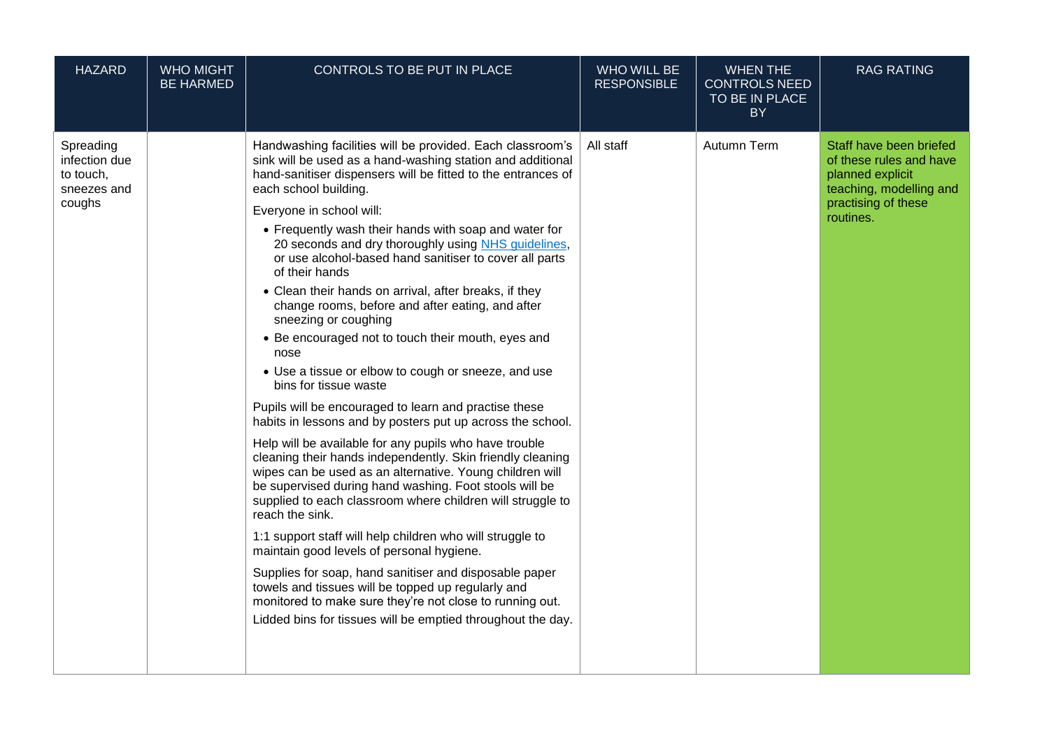| HAZARD | WHO MIGHT BE HARMED | CONTROLS TO BE PUT IN PLACE | WHO WILL BE RESPONSIBLE | WHEN THE CONTROLS NEED TO BE IN PLACE BY | RAG RATING |
|---|---|---|---|---|---|
| Spreading infection due to touch, sneezes and coughs | | Handwashing facilities will be provided. Each classroom's sink will be used as a hand-washing station and additional hand-sanitiser dispensers will be fitted to the entrances of each school building.<br><br>Everyone in school will:<br>• Frequently wash their hands with soap and water for 20 seconds and dry thoroughly using [NHS guidelines](), or use alcohol-based hand sanitiser to cover all parts of their hands<br>• Clean their hands on arrival, after breaks, if they change rooms, before and after eating, and after sneezing or coughing<br>• Be encouraged not to touch their mouth, eyes and nose<br>• Use a tissue or elbow to cough or sneeze, and use bins for tissue waste<br><br>Pupils will be encouraged to learn and practise these habits in lessons and by posters put up across the school.<br><br>Help will be available for any pupils who have trouble cleaning their hands independently. Skin friendly cleaning wipes can be used as an alternative. Young children will be supervised during hand washing. Foot stools will be supplied to each classroom where children will struggle to reach the sink.<br><br>1:1 support staff will help children who will struggle to maintain good levels of personal hygiene.<br><br>Supplies for soap, hand sanitiser and disposable paper towels and tissues will be topped up regularly and monitored to make sure they're not close to running out.<br><br>Lidded bins for tissues will be emptied throughout the day. | All staff | Autumn Term | Staff have been briefed of these rules and have planned explicit teaching, modelling and practising of these routines. |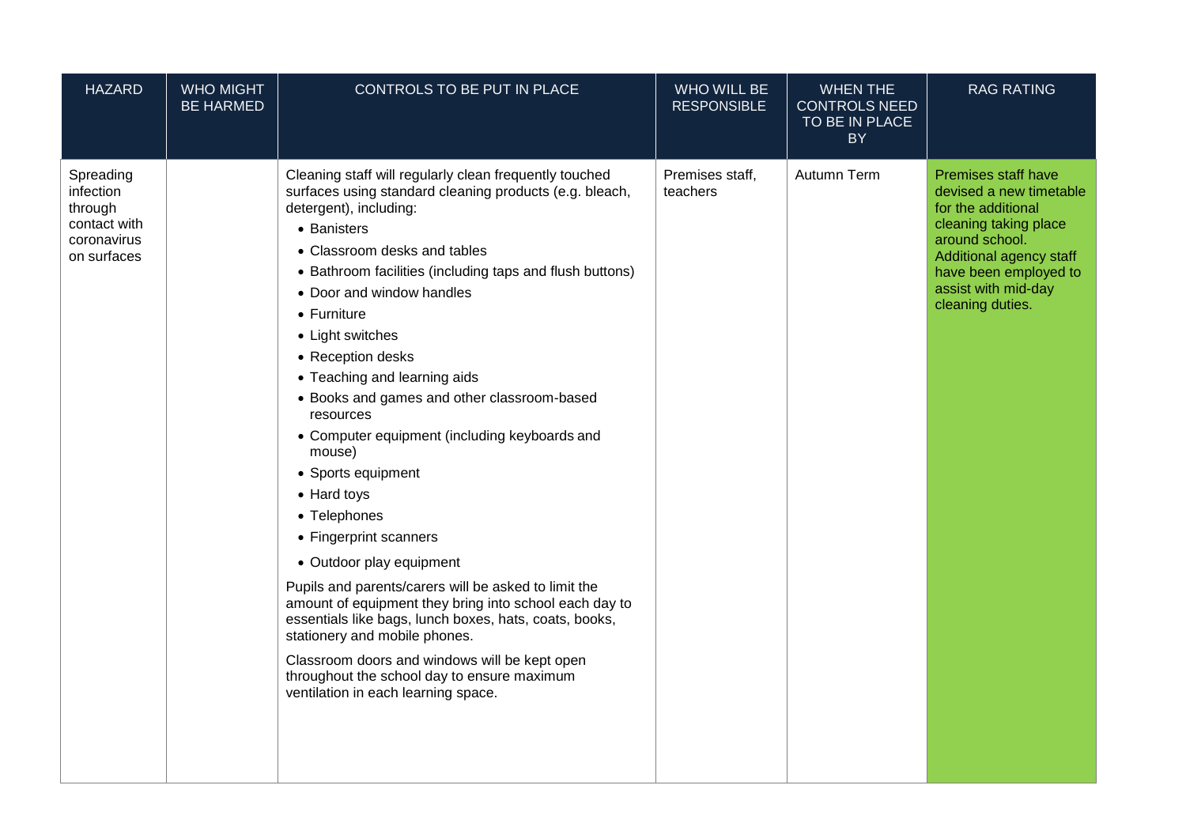| HAZARD | WHO MIGHT BE HARMED | CONTROLS TO BE PUT IN PLACE | WHO WILL BE RESPONSIBLE | WHEN THE CONTROLS NEED TO BE IN PLACE BY | RAG RATING |
|---|---|---|---|---|---|
| Spreading infection through contact with coronavirus on surfaces | | Cleaning staff will regularly clean frequently touched surfaces using standard cleaning products (e.g. bleach, detergent), including:<br>• Banisters<br>• Classroom desks and tables<br>• Bathroom facilities (including taps and flush buttons)<br>• Door and window handles<br>• Furniture<br>• Light switches<br>• Reception desks<br>• Teaching and learning aids<br>• Books and games and other classroom-based resources<br>• Computer equipment (including keyboards and mouse)<br>• Sports equipment<br>• Hard toys<br>• Telephones<br>• Fingerprint scanners<br>• Outdoor play equipment<br><br>Pupils and parents/carers will be asked to limit the amount of equipment they bring into school each day to essentials like bags, lunch boxes, hats, coats, books, stationery and mobile phones.<br><br>Classroom doors and windows will be kept open throughout the school day to ensure maximum ventilation in each learning space. | Premises staff, teachers | Autumn Term | Premises staff have devised a new timetable for the additional cleaning taking place around school. Additional agency staff have been employed to assist with mid-day cleaning duties. |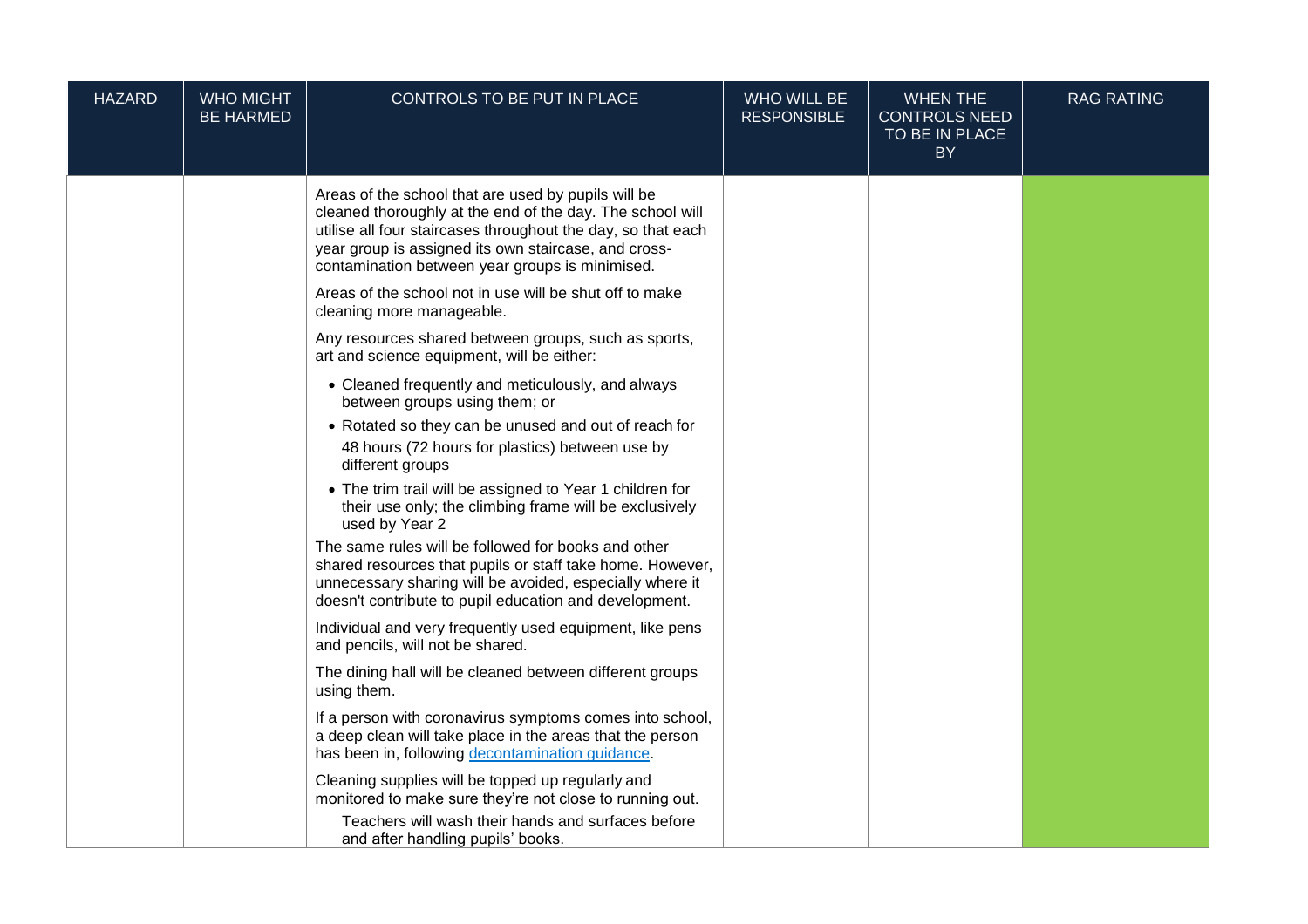| HAZARD | WHO MIGHT BE HARMED | CONTROLS TO BE PUT IN PLACE | WHO WILL BE RESPONSIBLE | WHEN THE CONTROLS NEED TO BE IN PLACE BY | RAG RATING |
|---|---|---|---|---|---|
| | | Areas of the school that are used by pupils will be cleaned thoroughly at the end of the day. The school will utilise all four staircases throughout the day, so that each year group is assigned its own staircase, and cross-contamination between year groups is minimised.<br><br>Areas of the school not in use will be shut off to make cleaning more manageable.<br><br>Any resources shared between groups, such as sports, art and science equipment, will be either:<br>• Cleaned frequently and meticulously, and always between groups using them; or<br>• Rotated so they can be unused and out of reach for 48 hours (72 hours for plastics) between use by different groups<br>• The trim trail will be assigned to Year 1 children for their use only; the climbing frame will be exclusively used by Year 2<br><br>The same rules will be followed for books and other shared resources that pupils or staff take home. However, unnecessary sharing will be avoided, especially where it doesn't contribute to pupil education and development.<br><br>Individual and very frequently used equipment, like pens and pencils, will not be shared.<br><br>The dining hall will be cleaned between different groups using them.<br><br>If a person with coronavirus symptoms comes into school, a deep clean will take place in the areas that the person has been in, following decontamination guidance.<br><br>Cleaning supplies will be topped up regularly and monitored to make sure they're not close to running out.<br><br>Teachers will wash their hands and surfaces before and after handling pupils' books. | | | |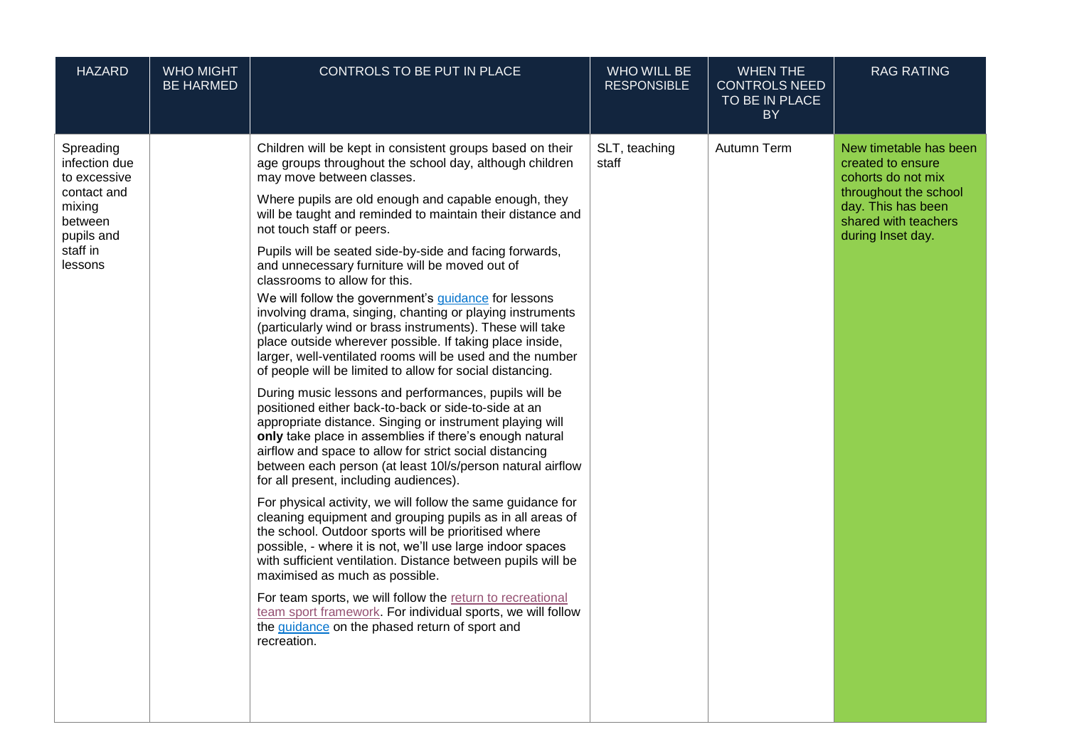| HAZARD | WHO MIGHT BE HARMED | CONTROLS TO BE PUT IN PLACE | WHO WILL BE RESPONSIBLE | WHEN THE CONTROLS NEED TO BE IN PLACE BY | RAG RATING |
|---|---|---|---|---|---|
| Spreading infection due to excessive contact and mixing between pupils and staff in lessons | | Children will be kept in consistent groups based on their age groups throughout the school day, although children may move between classes.<br><br>Where pupils are old enough and capable enough, they will be taught and reminded to maintain their distance and not touch staff or peers.<br><br>Pupils will be seated side-by-side and facing forwards, and unnecessary furniture will be moved out of classrooms to allow for this.<br><br>We will follow the government's guidance for lessons involving drama, singing, chanting or playing instruments (particularly wind or brass instruments). These will take place outside wherever possible. If taking place inside, larger, well-ventilated rooms will be used and the number of people will be limited to allow for social distancing.<br><br>During music lessons and performances, pupils will be positioned either back-to-back or side-to-side at an appropriate distance. Singing or instrument playing will **only** take place in assemblies if there's enough natural airflow and space to allow for strict social distancing between each person (at least 10l/s/person natural airflow for all present, including audiences).<br><br>For physical activity, we will follow the same guidance for cleaning equipment and grouping pupils as in all areas of the school. Outdoor sports will be prioritised where possible, - where it is not, we'll use large indoor spaces with sufficient ventilation. Distance between pupils will be maximised as much as possible.<br><br>For team sports, we will follow the return to recreational team sport framework. For individual sports, we will follow the guidance on the phased return of sport and recreation. | SLT, teaching staff | Autumn Term | New timetable has been created to ensure cohorts do not mix throughout the school day. This has been shared with teachers during Inset day. |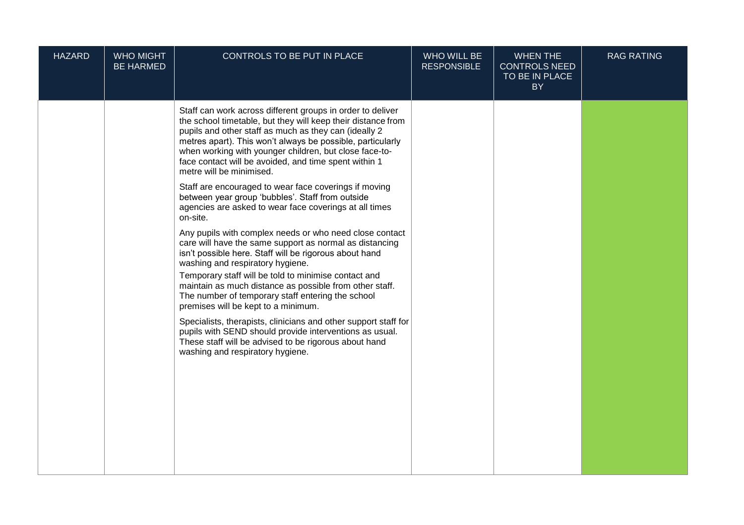| HAZARD | WHO MIGHT BE HARMED | CONTROLS TO BE PUT IN PLACE | WHO WILL BE RESPONSIBLE | WHEN THE CONTROLS NEED TO BE IN PLACE BY | RAG RATING |
|---|---|---|---|---|---|
| | | Staff can work across different groups in order to deliver the school timetable, but they will keep their distance from pupils and other staff as much as they can (ideally 2 metres apart). This won't always be possible, particularly when working with younger children, but close face-to-face contact will be avoided, and time spent within 1 metre will be minimised.<br><br>Staff are encouraged to wear face coverings if moving between year group 'bubbles'. Staff from outside agencies are asked to wear face coverings at all times on-site.<br><br>Any pupils with complex needs or who need close contact care will have the same support as normal as distancing isn't possible here. Staff will be rigorous about hand washing and respiratory hygiene.<br>Temporary staff will be told to minimise contact and maintain as much distance as possible from other staff. The number of temporary staff entering the school premises will be kept to a minimum.<br><br>Specialists, therapists, clinicians and other support staff for pupils with SEND should provide interventions as usual. These staff will be advised to be rigorous about hand washing and respiratory hygiene. | | | |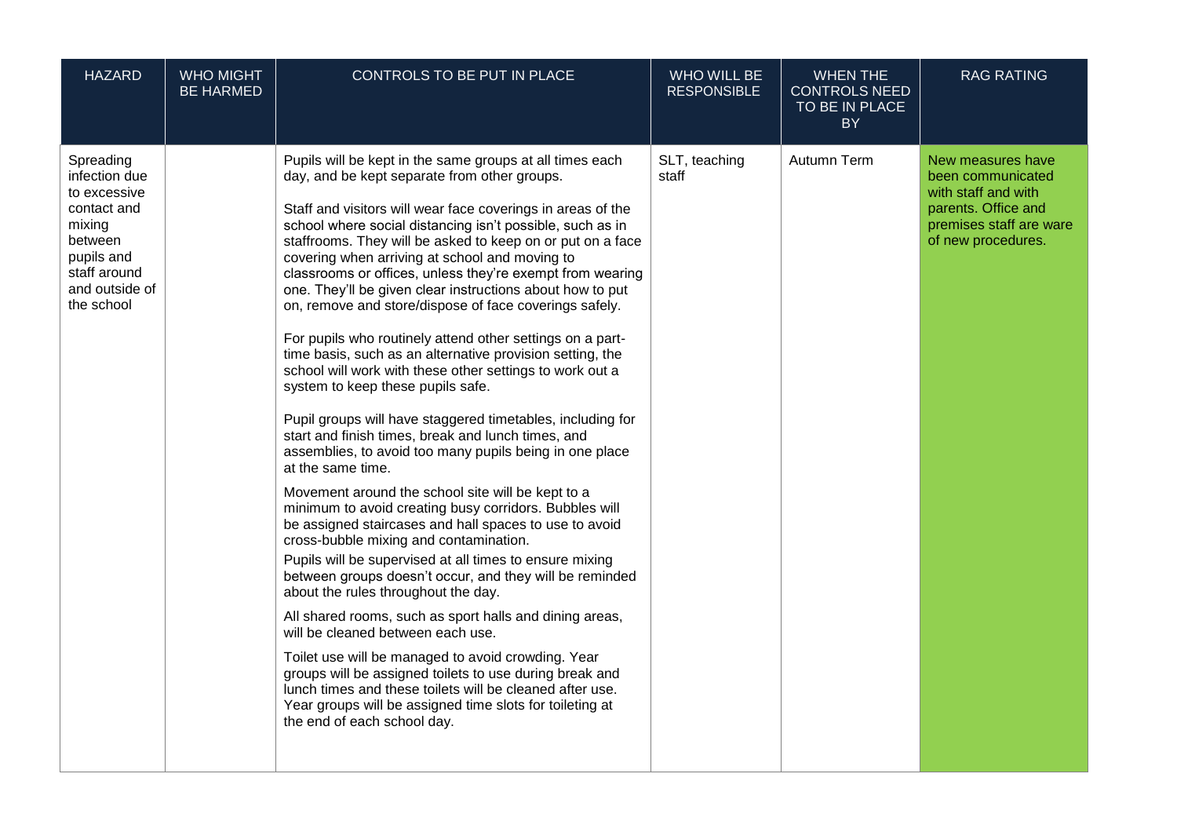| HAZARD | WHO MIGHT BE HARMED | CONTROLS TO BE PUT IN PLACE | WHO WILL BE RESPONSIBLE | WHEN THE CONTROLS NEED TO BE IN PLACE BY | RAG RATING |
|---|---|---|---|---|---|
| Spreading infection due to excessive contact and mixing between pupils and staff around and outside of the school | | Pupils will be kept in the same groups at all times each day, and be kept separate from other groups.<br><br>Staff and visitors will wear face coverings in areas of the school where social distancing isn't possible, such as in staffrooms. They will be asked to keep on or put on a face covering when arriving at school and moving to classrooms or offices, unless they're exempt from wearing one. They'll be given clear instructions about how to put on, remove and store/dispose of face coverings safely.<br><br>For pupils who routinely attend other settings on a part-time basis, such as an alternative provision setting, the school will work with these other settings to work out a system to keep these pupils safe.<br><br>Pupil groups will have staggered timetables, including for start and finish times, break and lunch times, and assemblies, to avoid too many pupils being in one place at the same time.<br><br>Movement around the school site will be kept to a minimum to avoid creating busy corridors. Bubbles will be assigned staircases and hall spaces to use to avoid cross-bubble mixing and contamination.<br>Pupils will be supervised at all times to ensure mixing between groups doesn't occur, and they will be reminded about the rules throughout the day.<br><br>All shared rooms, such as sport halls and dining areas, will be cleaned between each use.<br><br>Toilet use will be managed to avoid crowding. Year groups will be assigned toilets to use during break and lunch times and these toilets will be cleaned after use. Year groups will be assigned time slots for toileting at the end of each school day. | SLT, teaching staff | Autumn Term | New measures have been communicated with staff and with parents. Office and premises staff are ware of new procedures. |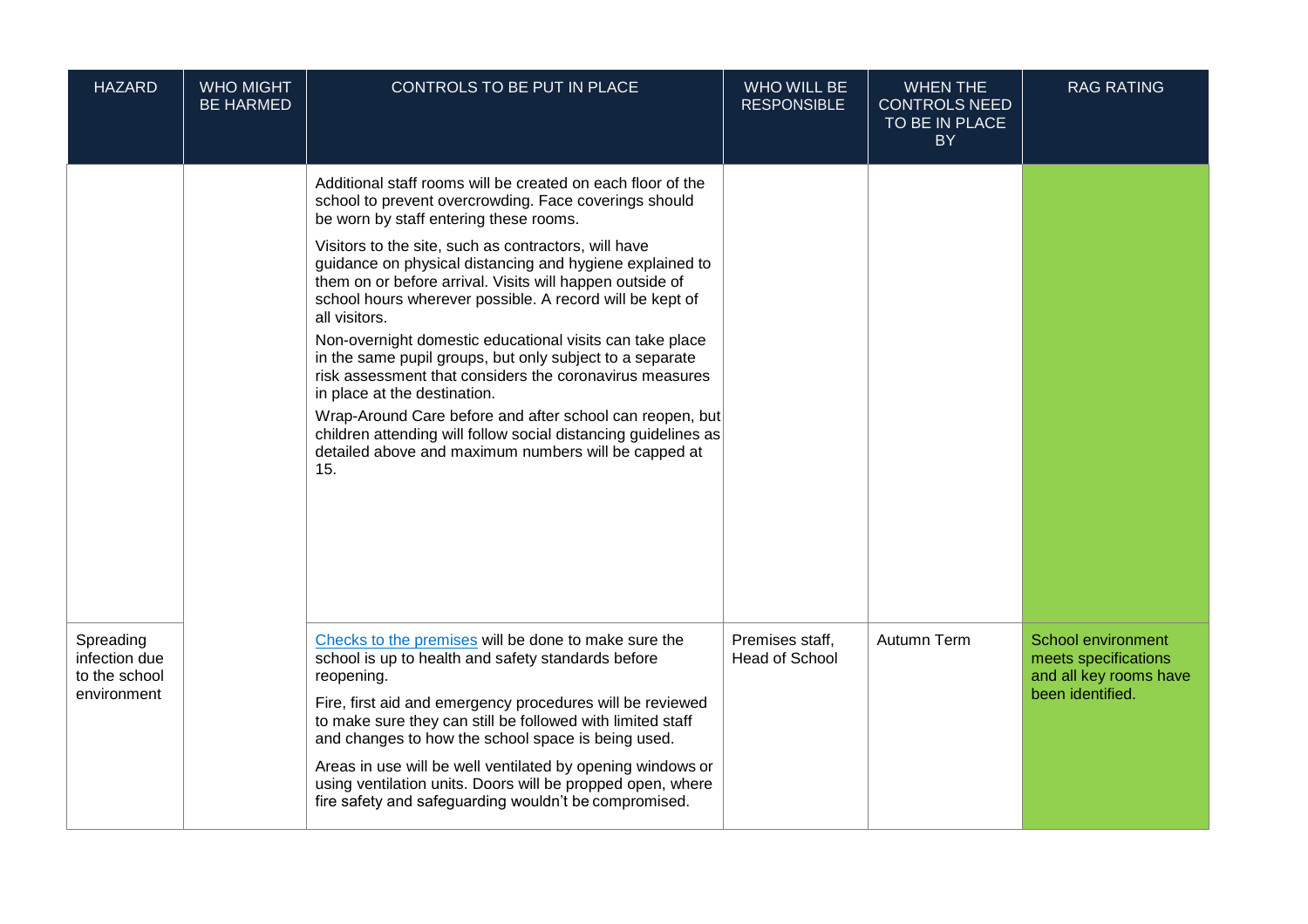| HAZARD | WHO MIGHT BE HARMED | CONTROLS TO BE PUT IN PLACE | WHO WILL BE RESPONSIBLE | WHEN THE CONTROLS NEED TO BE IN PLACE BY | RAG RATING |
|---|---|---|---|---|---|
| | | Additional staff rooms will be created on each floor of the school to prevent overcrowding. Face coverings should be worn by staff entering these rooms.<br><br>Visitors to the site, such as contractors, will have guidance on physical distancing and hygiene explained to them on or before arrival. Visits will happen outside of school hours wherever possible. A record will be kept of all visitors.<br><br>Non-overnight domestic educational visits can take place in the same pupil groups, but only subject to a separate risk assessment that considers the coronavirus measures in place at the destination.<br><br>Wrap-Around Care before and after school can reopen, but children attending will follow social distancing guidelines as detailed above and maximum numbers will be capped at 15. | | | |
| Spreading infection due to the school environment | | [Checks to the premises]() will be done to make sure the school is up to health and safety standards before reopening.<br><br>Fire, first aid and emergency procedures will be reviewed to make sure they can still be followed with limited staff and changes to how the school space is being used.<br><br>Areas in use will be well ventilated by opening windows or using ventilation units. Doors will be propped open, where fire safety and safeguarding wouldn't be compromised. | Premises staff, Head of School | Autumn Term | School environment meets specifications and all key rooms have been identified. |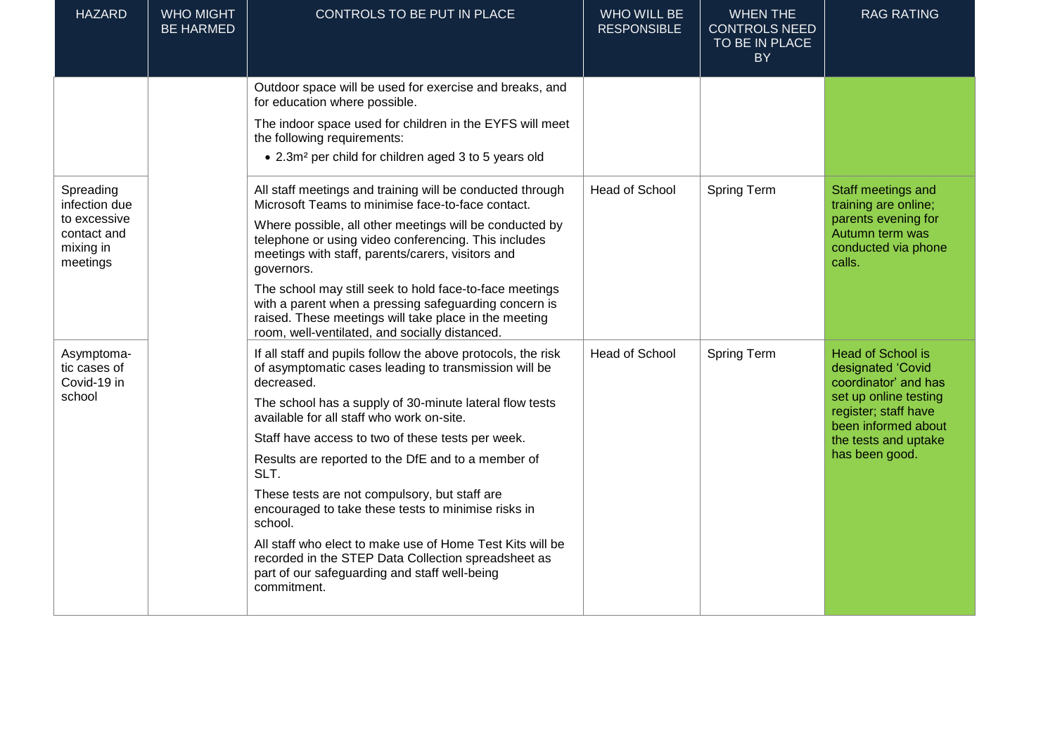| HAZARD | WHO MIGHT BE HARMED | CONTROLS TO BE PUT IN PLACE | WHO WILL BE RESPONSIBLE | WHEN THE CONTROLS NEED TO BE IN PLACE BY | RAG RATING |
|---|---|---|---|---|---|
| | | Outdoor space will be used for exercise and breaks, and for education where possible.<br>The indoor space used for children in the EYFS will meet the following requirements:<br>• 2.3m² per child for children aged 3 to 5 years old | | | |
| Spreading infection due to excessive contact and mixing in meetings | | All staff meetings and training will be conducted through Microsoft Teams to minimise face-to-face contact.<br>Where possible, all other meetings will be conducted by telephone or using video conferencing. This includes meetings with staff, parents/carers, visitors and governors.<br>The school may still seek to hold face-to-face meetings with a parent when a pressing safeguarding concern is raised. These meetings will take place in the meeting room, well-ventilated, and socially distanced. | Head of School | Spring Term | Staff meetings and training are online; parents evening for Autumn term was conducted via phone calls. |
| Asymptomatic cases of Covid-19 in school | | If all staff and pupils follow the above protocols, the risk of asymptomatic cases leading to transmission will be decreased.<br>The school has a supply of 30-minute lateral flow tests available for all staff who work on-site.<br>Staff have access to two of these tests per week.<br>Results are reported to the DfE and to a member of SLT.<br>These tests are not compulsory, but staff are encouraged to take these tests to minimise risks in school.<br>All staff who elect to make use of Home Test Kits will be recorded in the STEP Data Collection spreadsheet as part of our safeguarding and staff well-being commitment. | Head of School | Spring Term | Head of School is designated 'Covid coordinator' and has set up online testing register; staff have been informed about the tests and uptake has been good. |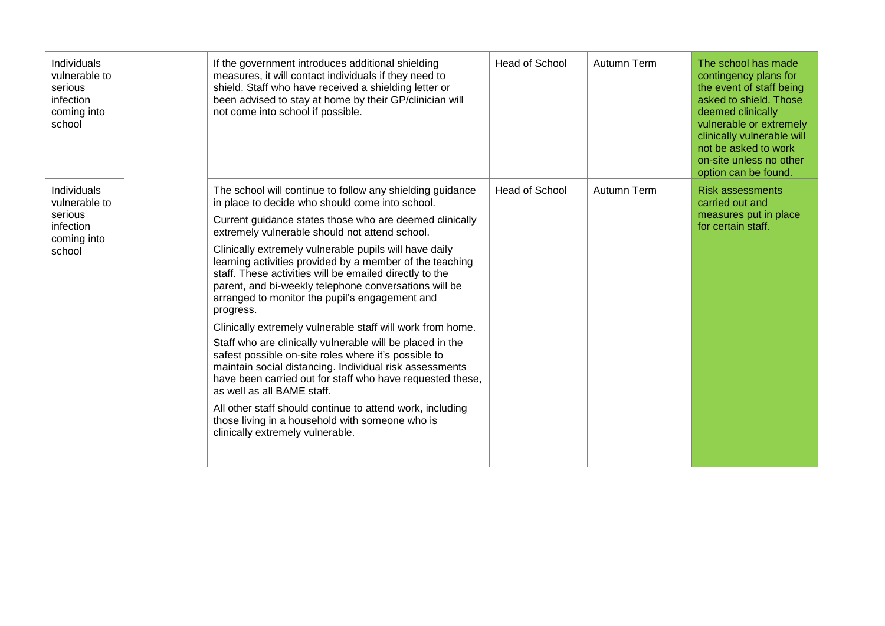| | | | | | |
|---|---|---|---|---|---|
| Individuals vulnerable to serious infection coming into school | | If the government introduces additional shielding measures, it will contact individuals if they need to shield. Staff who have received a shielding letter or been advised to stay at home by their GP/clinician will not come into school if possible. | Head of School | Autumn Term | The school has made contingency plans for the event of staff being asked to shield. Those deemed clinically vulnerable or extremely clinically vulnerable will not be asked to work on-site unless no other option can be found. |
| Individuals vulnerable to serious infection coming into school | | The school will continue to follow any shielding guidance in place to decide who should come into school.<br><br>Current guidance states those who are deemed clinically extremely vulnerable should not attend school.<br><br>Clinically extremely vulnerable pupils will have daily learning activities provided by a member of the teaching staff. These activities will be emailed directly to the parent, and bi-weekly telephone conversations will be arranged to monitor the pupil's engagement and progress.<br><br>Clinically extremely vulnerable staff will work from home.<br><br>Staff who are clinically vulnerable will be placed in the safest possible on-site roles where it's possible to maintain social distancing. Individual risk assessments have been carried out for staff who have requested these, as well as all BAME staff.<br><br>All other staff should continue to attend work, including those living in a household with someone who is clinically extremely vulnerable. | Head of School | Autumn Term | Risk assessments carried out and measures put in place for certain staff. |